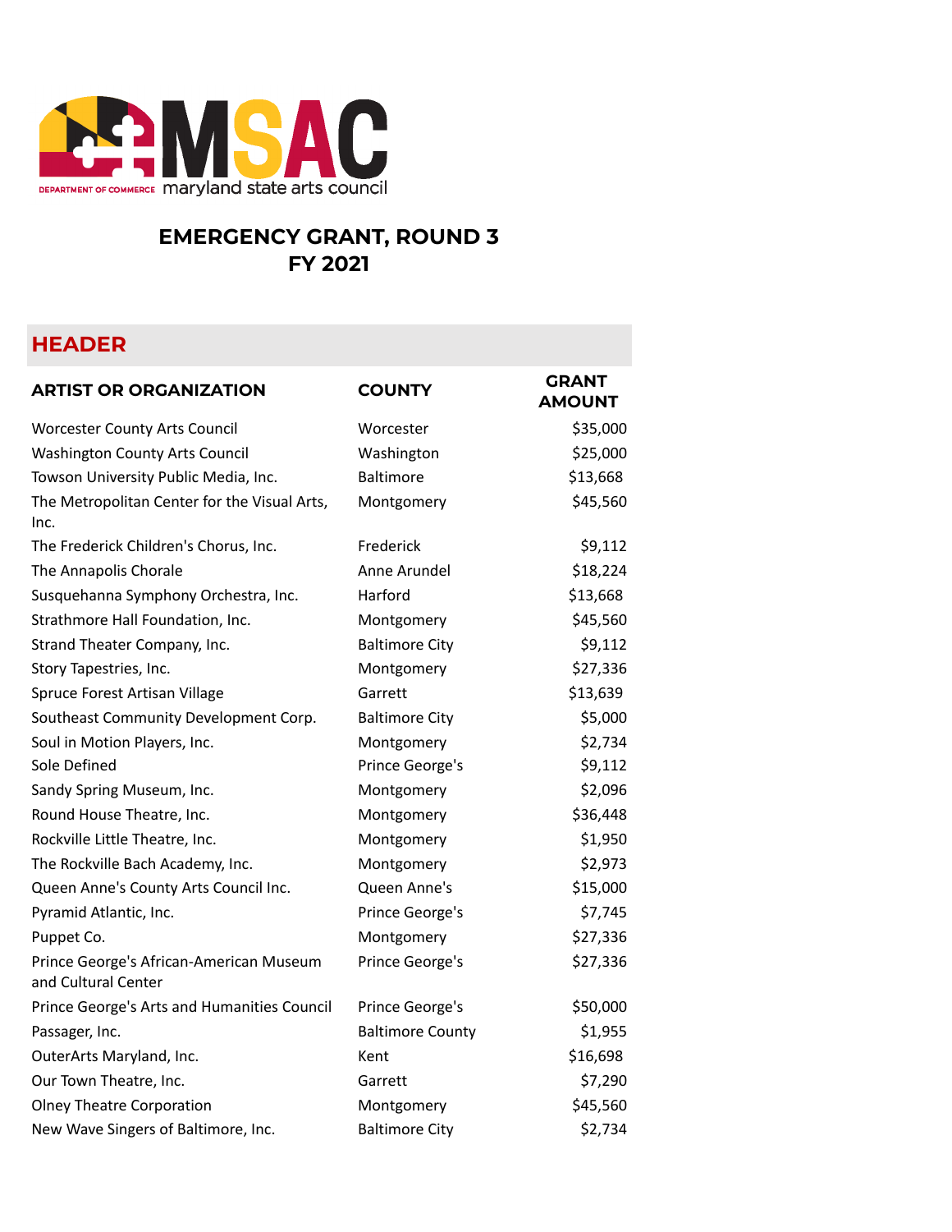# EMERGENCY GRANT, ROUND 3
# FY 2021

## HEADER

| ARTIST OR ORGANIZATION | COUNTY | GRANT AMOUNT |
|---|---|---|
| Worcester County Arts Council | Worcester | $35,000 |
| Washington County Arts Council | Washington | $25,000 |
| Towson University Public Media, Inc. | Baltimore | $13,668 |
| The Metropolitan Center for the Visual Arts, Inc. | Montgomery | $45,560 |
| The Frederick Children's Chorus, Inc. | Frederick | $9,112 |
| The Annapolis Chorale | Anne Arundel | $18,224 |
| Susquehanna Symphony Orchestra, Inc. | Harford | $13,668 |
| Strathmore Hall Foundation, Inc. | Montgomery | $45,560 |
| Strand Theater Company, Inc. | Baltimore City | $9,112 |
| Story Tapestries, Inc. | Montgomery | $27,336 |
| Spruce Forest Artisan Village | Garrett | $13,639 |
| Southeast Community Development Corp. | Baltimore City | $5,000 |
| Soul in Motion Players, Inc. | Montgomery | $2,734 |
| Sole Defined | Prince George's | $9,112 |
| Sandy Spring Museum, Inc. | Montgomery | $2,096 |
| Round House Theatre, Inc. | Montgomery | $36,448 |
| Rockville Little Theatre, Inc. | Montgomery | $1,950 |
| The Rockville Bach Academy, Inc. | Montgomery | $2,973 |
| Queen Anne's County Arts Council Inc. | Queen Anne's | $15,000 |
| Pyramid Atlantic, Inc. | Prince George's | $7,745 |
| Puppet Co. | Montgomery | $27,336 |
| Prince George's African-American Museum and Cultural Center | Prince George's | $27,336 |
| Prince George's Arts and Humanities Council | Prince George's | $50,000 |
| Passager, Inc. | Baltimore County | $1,955 |
| OuterArts Maryland, Inc. | Kent | $16,698 |
| Our Town Theatre, Inc. | Garrett | $7,290 |
| Olney Theatre Corporation | Montgomery | $45,560 |
| New Wave Singers of Baltimore, Inc. | Baltimore City | $2,734 |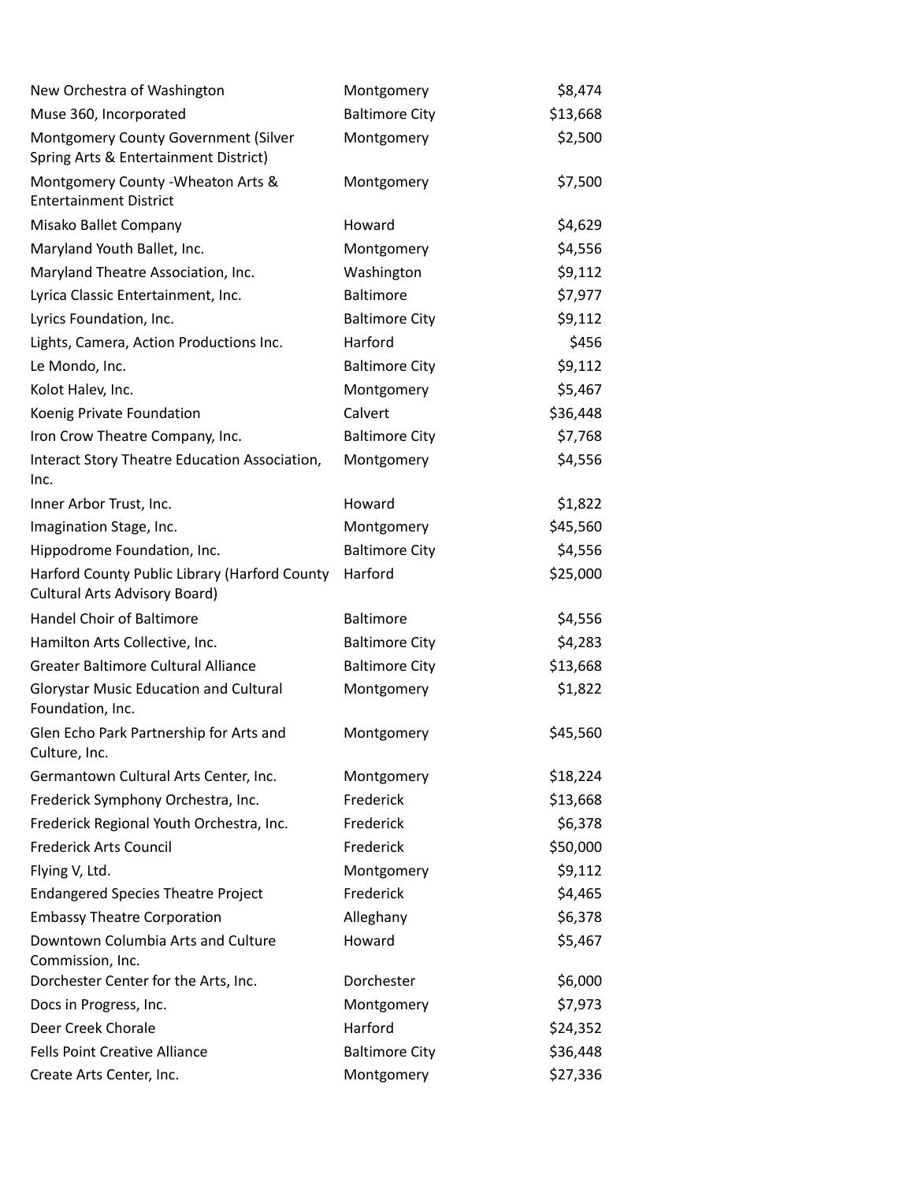| | | |
|---|---|---|
| New Orchestra of Washington | Montgomery | $8,474 |
| Muse 360, Incorporated | Baltimore City | $13,668 |
| Montgomery County Government (Silver Spring Arts & Entertainment District) | Montgomery | $2,500 |
| Montgomery County -Wheaton Arts & Entertainment District | Montgomery | $7,500 |
| Misako Ballet Company | Howard | $4,629 |
| Maryland Youth Ballet, Inc. | Montgomery | $4,556 |
| Maryland Theatre Association, Inc. | Washington | $9,112 |
| Lyrica Classic Entertainment, Inc. | Baltimore | $7,977 |
| Lyrics Foundation, Inc. | Baltimore City | $9,112 |
| Lights, Camera, Action Productions Inc. | Harford | $456 |
| Le Mondo, Inc. | Baltimore City | $9,112 |
| Kolot Halev, Inc. | Montgomery | $5,467 |
| Koenig Private Foundation | Calvert | $36,448 |
| Iron Crow Theatre Company, Inc. | Baltimore City | $7,768 |
| Interact Story Theatre Education Association, Inc. | Montgomery | $4,556 |
| Inner Arbor Trust, Inc. | Howard | $1,822 |
| Imagination Stage, Inc. | Montgomery | $45,560 |
| Hippodrome Foundation, Inc. | Baltimore City | $4,556 |
| Harford County Public Library (Harford County Cultural Arts Advisory Board) | Harford | $25,000 |
| Handel Choir of Baltimore | Baltimore | $4,556 |
| Hamilton Arts Collective, Inc. | Baltimore City | $4,283 |
| Greater Baltimore Cultural Alliance | Baltimore City | $13,668 |
| Glorystar Music Education and Cultural Foundation, Inc. | Montgomery | $1,822 |
| Glen Echo Park Partnership for Arts and Culture, Inc. | Montgomery | $45,560 |
| Germantown Cultural Arts Center, Inc. | Montgomery | $18,224 |
| Frederick Symphony Orchestra, Inc. | Frederick | $13,668 |
| Frederick Regional Youth Orchestra, Inc. | Frederick | $6,378 |
| Frederick Arts Council | Frederick | $50,000 |
| Flying V, Ltd. | Montgomery | $9,112 |
| Endangered Species Theatre Project | Frederick | $4,465 |
| Embassy Theatre Corporation | Alleghany | $6,378 |
| Downtown Columbia Arts and Culture Commission, Inc. | Howard | $5,467 |
| Dorchester Center for the Arts, Inc. | Dorchester | $6,000 |
| Docs in Progress, Inc. | Montgomery | $7,973 |
| Deer Creek Chorale | Harford | $24,352 |
| Fells Point Creative Alliance | Baltimore City | $36,448 |
| Create Arts Center, Inc. | Montgomery | $27,336 |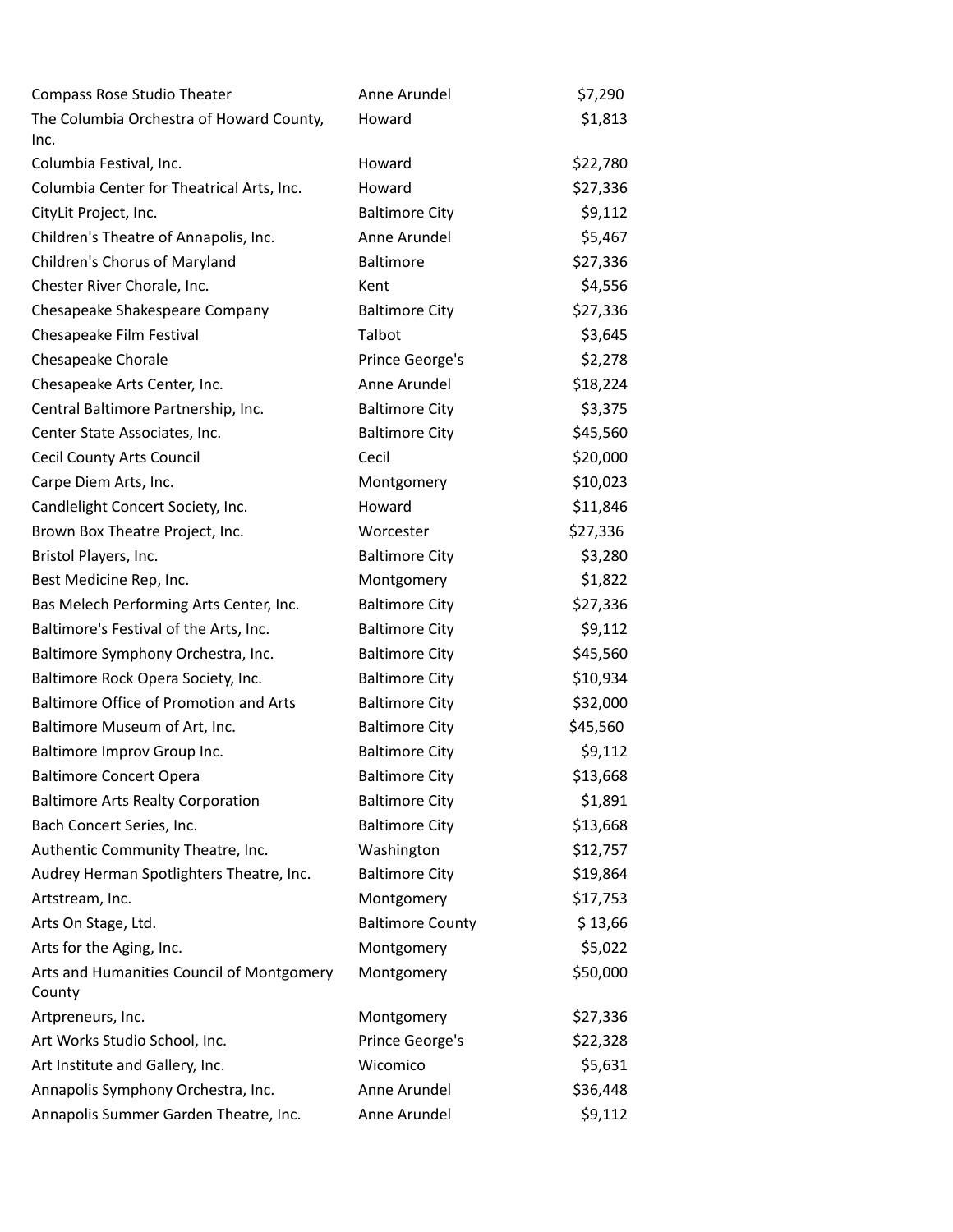| | | |
|---|---|---|
| Compass Rose Studio Theater | Anne Arundel | $7,290 |
| The Columbia Orchestra of Howard County, Inc. | Howard | $1,813 |
| Columbia Festival, Inc. | Howard | $22,780 |
| Columbia Center for Theatrical Arts, Inc. | Howard | $27,336 |
| CityLit Project, Inc. | Baltimore City | $9,112 |
| Children's Theatre of Annapolis, Inc. | Anne Arundel | $5,467 |
| Children's Chorus of Maryland | Baltimore | $27,336 |
| Chester River Chorale, Inc. | Kent | $4,556 |
| Chesapeake Shakespeare Company | Baltimore City | $27,336 |
| Chesapeake Film Festival | Talbot | $3,645 |
| Chesapeake Chorale | Prince George's | $2,278 |
| Chesapeake Arts Center, Inc. | Anne Arundel | $18,224 |
| Central Baltimore Partnership, Inc. | Baltimore City | $3,375 |
| Center State Associates, Inc. | Baltimore City | $45,560 |
| Cecil County Arts Council | Cecil | $20,000 |
| Carpe Diem Arts, Inc. | Montgomery | $10,023 |
| Candlelight Concert Society, Inc. | Howard | $11,846 |
| Brown Box Theatre Project, Inc. | Worcester | $27,336 |
| Bristol Players, Inc. | Baltimore City | $3,280 |
| Best Medicine Rep, Inc. | Montgomery | $1,822 |
| Bas Melech Performing Arts Center, Inc. | Baltimore City | $27,336 |
| Baltimore's Festival of the Arts, Inc. | Baltimore City | $9,112 |
| Baltimore Symphony Orchestra, Inc. | Baltimore City | $45,560 |
| Baltimore Rock Opera Society, Inc. | Baltimore City | $10,934 |
| Baltimore Office of Promotion and Arts | Baltimore City | $32,000 |
| Baltimore Museum of Art, Inc. | Baltimore City | $45,560 |
| Baltimore Improv Group Inc. | Baltimore City | $9,112 |
| Baltimore Concert Opera | Baltimore City | $13,668 |
| Baltimore Arts Realty Corporation | Baltimore City | $1,891 |
| Bach Concert Series, Inc. | Baltimore City | $13,668 |
| Authentic Community Theatre, Inc. | Washington | $12,757 |
| Audrey Herman Spotlighters Theatre, Inc. | Baltimore City | $19,864 |
| Artstream, Inc. | Montgomery | $17,753 |
| Arts On Stage, Ltd. | Baltimore County | $ 13,66 |
| Arts for the Aging, Inc. | Montgomery | $5,022 |
| Arts and Humanities Council of Montgomery County | Montgomery | $50,000 |
| Artpreneurs, Inc. | Montgomery | $27,336 |
| Art Works Studio School, Inc. | Prince George's | $22,328 |
| Art Institute and Gallery, Inc. | Wicomico | $5,631 |
| Annapolis Symphony Orchestra, Inc. | Anne Arundel | $36,448 |
| Annapolis Summer Garden Theatre, Inc. | Anne Arundel | $9,112 |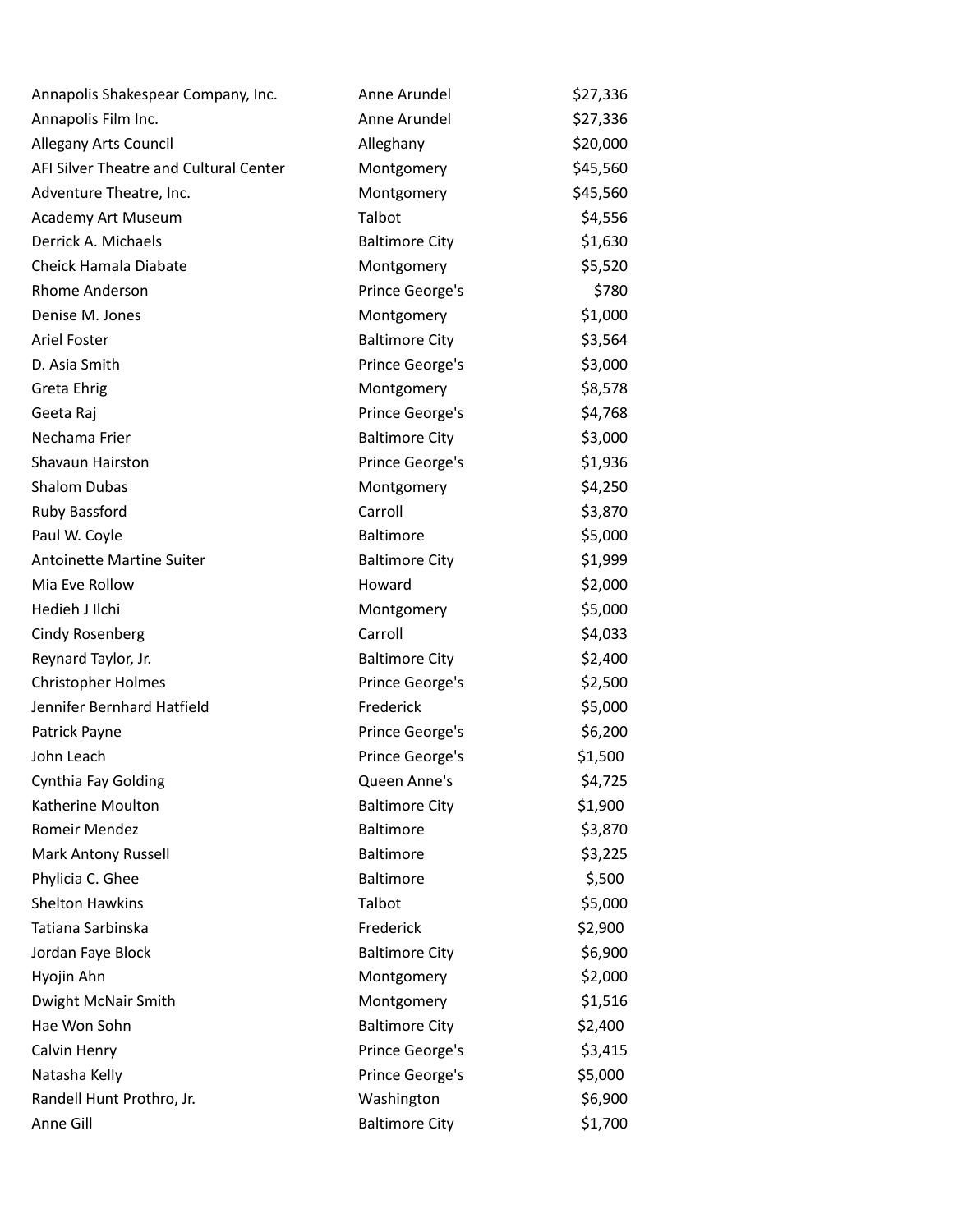| | | |
|---|---|---|
| Annapolis Shakespear Company, Inc. | Anne Arundel | $27,336 |
| Annapolis Film Inc. | Anne Arundel | $27,336 |
| Allegany Arts Council | Alleghany | $20,000 |
| AFI Silver Theatre and Cultural Center | Montgomery | $45,560 |
| Adventure Theatre, Inc. | Montgomery | $45,560 |
| Academy Art Museum | Talbot | $4,556 |
| Derrick A. Michaels | Baltimore City | $1,630 |
| Cheick Hamala Diabate | Montgomery | $5,520 |
| Rhome Anderson | Prince George's | $780 |
| Denise M. Jones | Montgomery | $1,000 |
| Ariel Foster | Baltimore City | $3,564 |
| D. Asia Smith | Prince George's | $3,000 |
| Greta Ehrig | Montgomery | $8,578 |
| Geeta Raj | Prince George's | $4,768 |
| Nechama Frier | Baltimore City | $3,000 |
| Shavaun Hairston | Prince George's | $1,936 |
| Shalom Dubas | Montgomery | $4,250 |
| Ruby Bassford | Carroll | $3,870 |
| Paul W. Coyle | Baltimore | $5,000 |
| Antoinette Martine Suiter | Baltimore City | $1,999 |
| Mia Eve Rollow | Howard | $2,000 |
| Hedieh J Ilchi | Montgomery | $5,000 |
| Cindy Rosenberg | Carroll | $4,033 |
| Reynard Taylor, Jr. | Baltimore City | $2,400 |
| Christopher Holmes | Prince George's | $2,500 |
| Jennifer Bernhard Hatfield | Frederick | $5,000 |
| Patrick Payne | Prince George's | $6,200 |
| John Leach | Prince George's | $1,500 |
| Cynthia Fay Golding | Queen Anne's | $4,725 |
| Katherine Moulton | Baltimore City | $1,900 |
| Romeir Mendez | Baltimore | $3,870 |
| Mark Antony Russell | Baltimore | $3,225 |
| Phylicia C. Ghee | Baltimore | $,500 |
| Shelton Hawkins | Talbot | $5,000 |
| Tatiana Sarbinska | Frederick | $2,900 |
| Jordan Faye Block | Baltimore City | $6,900 |
| Hyojin Ahn | Montgomery | $2,000 |
| Dwight McNair Smith | Montgomery | $1,516 |
| Hae Won Sohn | Baltimore City | $2,400 |
| Calvin Henry | Prince George's | $3,415 |
| Natasha Kelly | Prince George's | $5,000 |
| Randell Hunt Prothro, Jr. | Washington | $6,900 |
| Anne Gill | Baltimore City | $1,700 |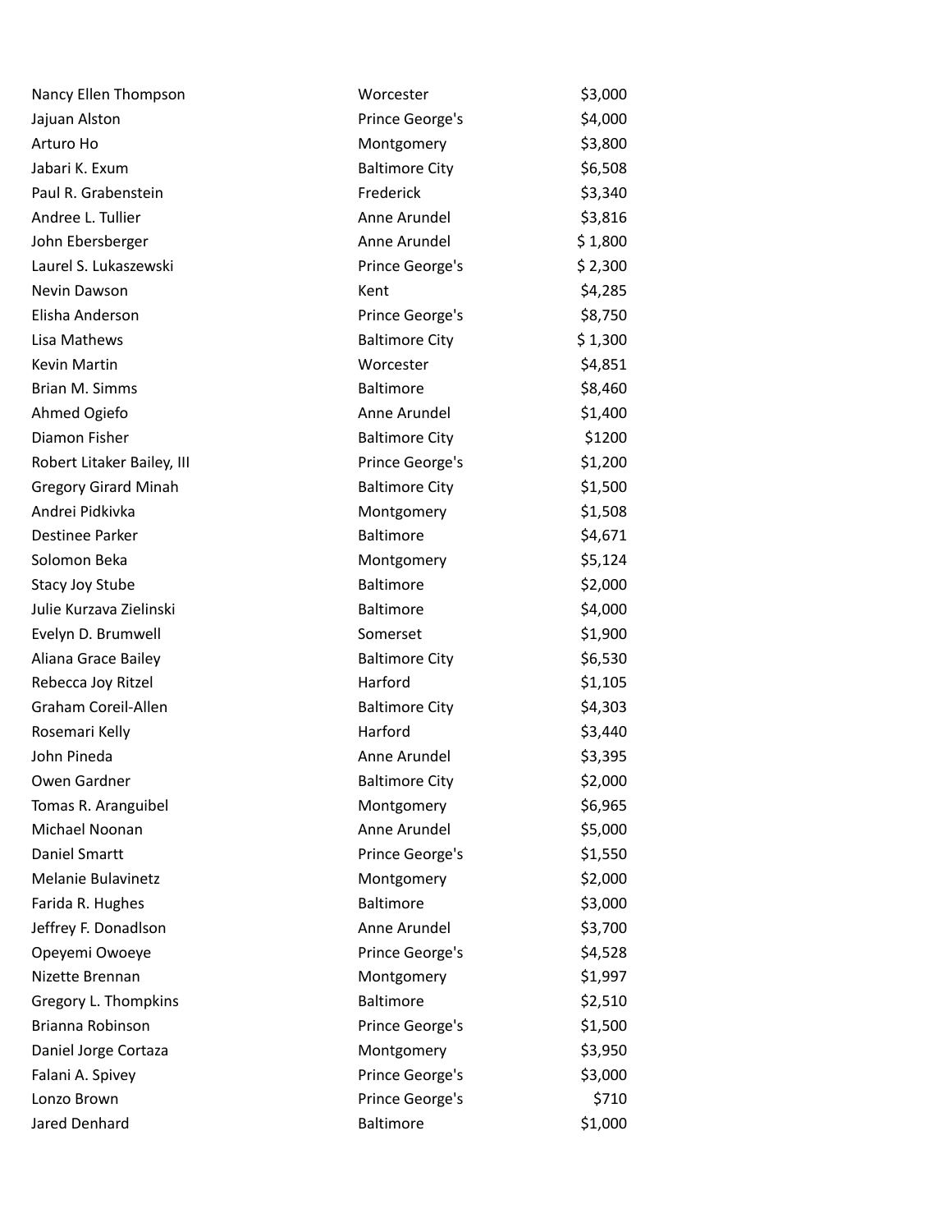| | | |
|---|---|---|
| Nancy Ellen Thompson | Worcester | $3,000 |
| Jajuan Alston | Prince George's | $4,000 |
| Arturo Ho | Montgomery | $3,800 |
| Jabari K. Exum | Baltimore City | $6,508 |
| Paul R. Grabenstein | Frederick | $3,340 |
| Andree L. Tullier | Anne Arundel | $3,816 |
| John Ebersberger | Anne Arundel | $ 1,800 |
| Laurel S. Lukaszewski | Prince George's | $ 2,300 |
| Nevin Dawson | Kent | $4,285 |
| Elisha Anderson | Prince George's | $8,750 |
| Lisa Mathews | Baltimore City | $ 1,300 |
| Kevin Martin | Worcester | $4,851 |
| Brian M. Simms | Baltimore | $8,460 |
| Ahmed Ogiefo | Anne Arundel | $1,400 |
| Diamon Fisher | Baltimore City | $1200 |
| Robert Litaker Bailey, III | Prince George's | $1,200 |
| Gregory Girard Minah | Baltimore City | $1,500 |
| Andrei Pidkivka | Montgomery | $1,508 |
| Destinee Parker | Baltimore | $4,671 |
| Solomon Beka | Montgomery | $5,124 |
| Stacy Joy Stube | Baltimore | $2,000 |
| Julie Kurzava Zielinski | Baltimore | $4,000 |
| Evelyn D. Brumwell | Somerset | $1,900 |
| Aliana Grace Bailey | Baltimore City | $6,530 |
| Rebecca Joy Ritzel | Harford | $1,105 |
| Graham Coreil-Allen | Baltimore City | $4,303 |
| Rosemari Kelly | Harford | $3,440 |
| John Pineda | Anne Arundel | $3,395 |
| Owen Gardner | Baltimore City | $2,000 |
| Tomas R. Aranguibel | Montgomery | $6,965 |
| Michael Noonan | Anne Arundel | $5,000 |
| Daniel Smartt | Prince George's | $1,550 |
| Melanie Bulavinetz | Montgomery | $2,000 |
| Farida R. Hughes | Baltimore | $3,000 |
| Jeffrey F. Donadlson | Anne Arundel | $3,700 |
| Opeyemi Owoeye | Prince George's | $4,528 |
| Nizette Brennan | Montgomery | $1,997 |
| Gregory L. Thompkins | Baltimore | $2,510 |
| Brianna Robinson | Prince George's | $1,500 |
| Daniel Jorge Cortaza | Montgomery | $3,950 |
| Falani A. Spivey | Prince George's | $3,000 |
| Lonzo Brown | Prince George's | $710 |
| Jared Denhard | Baltimore | $1,000 |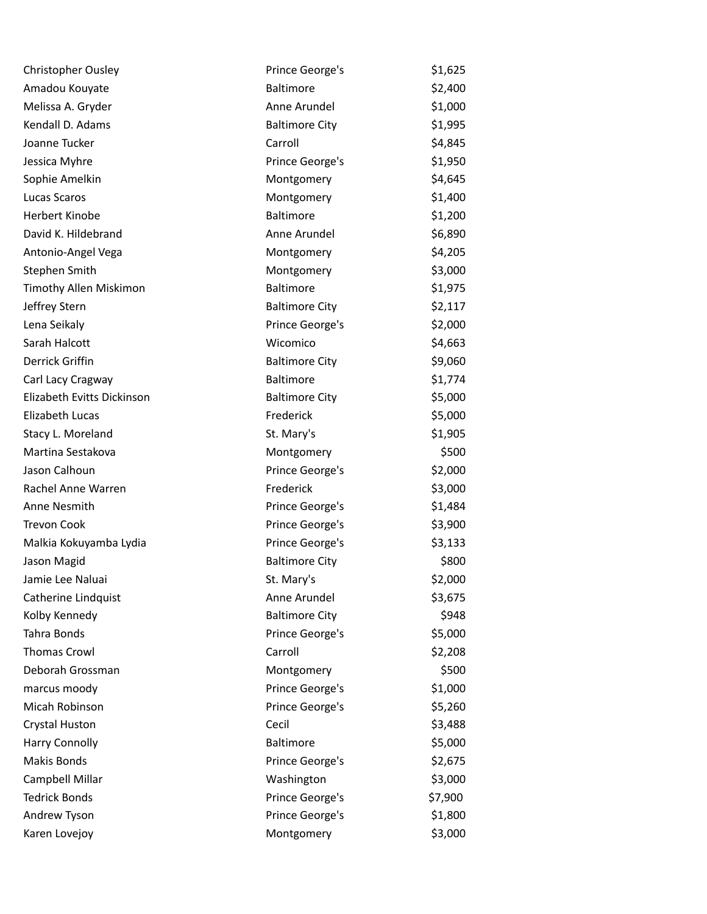| | | |
|---|---|---|
| Christopher Ousley | Prince George's | $1,625 |
| Amadou Kouyate | Baltimore | $2,400 |
| Melissa A. Gryder | Anne Arundel | $1,000 |
| Kendall D. Adams | Baltimore City | $1,995 |
| Joanne Tucker | Carroll | $4,845 |
| Jessica Myhre | Prince George's | $1,950 |
| Sophie Amelkin | Montgomery | $4,645 |
| Lucas Scaros | Montgomery | $1,400 |
| Herbert Kinobe | Baltimore | $1,200 |
| David K. Hildebrand | Anne Arundel | $6,890 |
| Antonio-Angel Vega | Montgomery | $4,205 |
| Stephen Smith | Montgomery | $3,000 |
| Timothy Allen Miskimon | Baltimore | $1,975 |
| Jeffrey Stern | Baltimore City | $2,117 |
| Lena Seikaly | Prince George's | $2,000 |
| Sarah Halcott | Wicomico | $4,663 |
| Derrick Griffin | Baltimore City | $9,060 |
| Carl Lacy Cragway | Baltimore | $1,774 |
| Elizabeth Evitts Dickinson | Baltimore City | $5,000 |
| Elizabeth Lucas | Frederick | $5,000 |
| Stacy L. Moreland | St. Mary's | $1,905 |
| Martina Sestakova | Montgomery | $500 |
| Jason Calhoun | Prince George's | $2,000 |
| Rachel Anne Warren | Frederick | $3,000 |
| Anne Nesmith | Prince George's | $1,484 |
| Trevon Cook | Prince George's | $3,900 |
| Malkia Kokuyamba Lydia | Prince George's | $3,133 |
| Jason Magid | Baltimore City | $800 |
| Jamie Lee Naluai | St. Mary's | $2,000 |
| Catherine Lindquist | Anne Arundel | $3,675 |
| Kolby Kennedy | Baltimore City | $948 |
| Tahra Bonds | Prince George's | $5,000 |
| Thomas Crowl | Carroll | $2,208 |
| Deborah Grossman | Montgomery | $500 |
| marcus moody | Prince George's | $1,000 |
| Micah Robinson | Prince George's | $5,260 |
| Crystal Huston | Cecil | $3,488 |
| Harry Connolly | Baltimore | $5,000 |
| Makis Bonds | Prince George's | $2,675 |
| Campbell Millar | Washington | $3,000 |
| Tedrick Bonds | Prince George's | $7,900 |
| Andrew Tyson | Prince George's | $1,800 |
| Karen Lovejoy | Montgomery | $3,000 |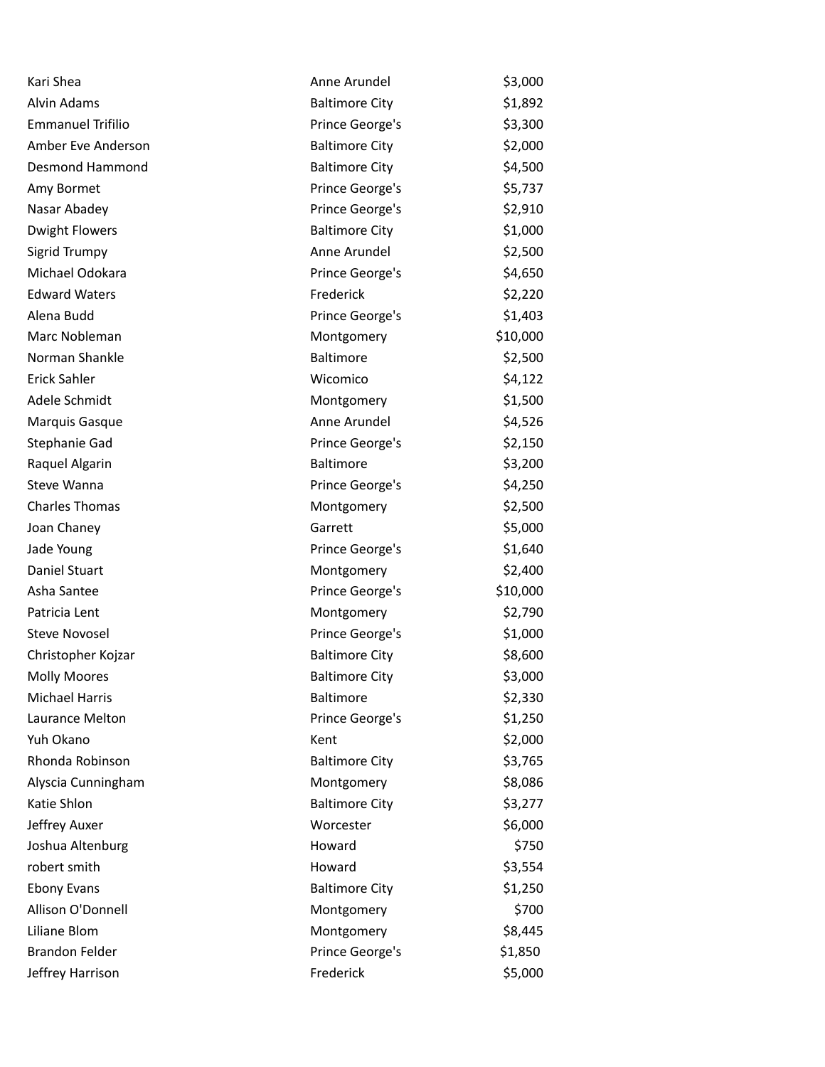| | | |
|---|---|---|
| Kari Shea | Anne Arundel | \$3,000 |
| Alvin Adams | Baltimore City | \$1,892 |
| Emmanuel Trifilio | Prince George's | \$3,300 |
| Amber Eve Anderson | Baltimore City | \$2,000 |
| Desmond Hammond | Baltimore City | \$4,500 |
| Amy Bormet | Prince George's | \$5,737 |
| Nasar Abadey | Prince George's | \$2,910 |
| Dwight Flowers | Baltimore City | \$1,000 |
| Sigrid Trumpy | Anne Arundel | \$2,500 |
| Michael Odokara | Prince George's | \$4,650 |
| Edward Waters | Frederick | \$2,220 |
| Alena Budd | Prince George's | \$1,403 |
| Marc Nobleman | Montgomery | \$10,000 |
| Norman Shankle | Baltimore | \$2,500 |
| Erick Sahler | Wicomico | \$4,122 |
| Adele Schmidt | Montgomery | \$1,500 |
| Marquis Gasque | Anne Arundel | \$4,526 |
| Stephanie Gad | Prince George's | \$2,150 |
| Raquel Algarin | Baltimore | \$3,200 |
| Steve Wanna | Prince George's | \$4,250 |
| Charles Thomas | Montgomery | \$2,500 |
| Joan Chaney | Garrett | \$5,000 |
| Jade Young | Prince George's | \$1,640 |
| Daniel Stuart | Montgomery | \$2,400 |
| Asha Santee | Prince George's | \$10,000 |
| Patricia Lent | Montgomery | \$2,790 |
| Steve Novosel | Prince George's | \$1,000 |
| Christopher Kojzar | Baltimore City | \$8,600 |
| Molly Moores | Baltimore City | \$3,000 |
| Michael Harris | Baltimore | \$2,330 |
| Laurance Melton | Prince George's | \$1,250 |
| Yuh Okano | Kent | \$2,000 |
| Rhonda Robinson | Baltimore City | \$3,765 |
| Alyscia Cunningham | Montgomery | \$8,086 |
| Katie Shlon | Baltimore City | \$3,277 |
| Jeffrey Auxer | Worcester | \$6,000 |
| Joshua Altenburg | Howard | \$750 |
| robert smith | Howard | \$3,554 |
| Ebony Evans | Baltimore City | \$1,250 |
| Allison O'Donnell | Montgomery | \$700 |
| Liliane Blom | Montgomery | \$8,445 |
| Brandon Felder | Prince George's | \$1,850 |
| Jeffrey Harrison | Frederick | \$5,000 |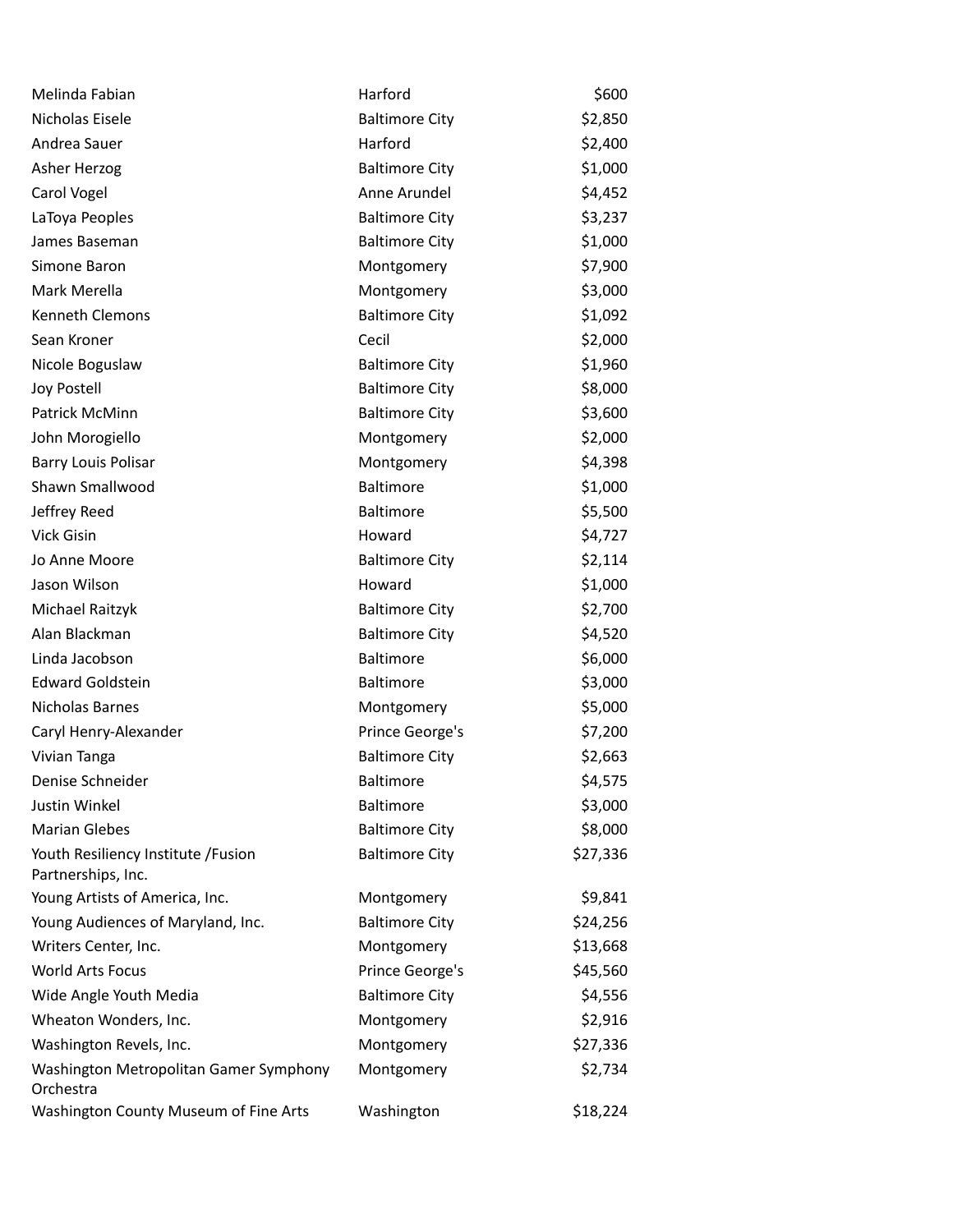| | | |
|---|---|---|
| Melinda Fabian | Harford | $600 |
| Nicholas Eisele | Baltimore City | $2,850 |
| Andrea Sauer | Harford | $2,400 |
| Asher Herzog | Baltimore City | $1,000 |
| Carol Vogel | Anne Arundel | $4,452 |
| LaToya Peoples | Baltimore City | $3,237 |
| James Baseman | Baltimore City | $1,000 |
| Simone Baron | Montgomery | $7,900 |
| Mark Merella | Montgomery | $3,000 |
| Kenneth Clemons | Baltimore City | $1,092 |
| Sean Kroner | Cecil | $2,000 |
| Nicole Boguslaw | Baltimore City | $1,960 |
| Joy Postell | Baltimore City | $8,000 |
| Patrick McMinn | Baltimore City | $3,600 |
| John Morogiello | Montgomery | $2,000 |
| Barry Louis Polisar | Montgomery | $4,398 |
| Shawn Smallwood | Baltimore | $1,000 |
| Jeffrey Reed | Baltimore | $5,500 |
| Vick Gisin | Howard | $4,727 |
| Jo Anne Moore | Baltimore City | $2,114 |
| Jason Wilson | Howard | $1,000 |
| Michael Raitzyk | Baltimore City | $2,700 |
| Alan Blackman | Baltimore City | $4,520 |
| Linda Jacobson | Baltimore | $6,000 |
| Edward Goldstein | Baltimore | $3,000 |
| Nicholas Barnes | Montgomery | $5,000 |
| Caryl Henry-Alexander | Prince George's | $7,200 |
| Vivian Tanga | Baltimore City | $2,663 |
| Denise Schneider | Baltimore | $4,575 |
| Justin Winkel | Baltimore | $3,000 |
| Marian Glebes | Baltimore City | $8,000 |
| Youth Resiliency Institute /Fusion Partnerships, Inc. | Baltimore City | $27,336 |
| Young Artists of America, Inc. | Montgomery | $9,841 |
| Young Audiences of Maryland, Inc. | Baltimore City | $24,256 |
| Writers Center, Inc. | Montgomery | $13,668 |
| World Arts Focus | Prince George's | $45,560 |
| Wide Angle Youth Media | Baltimore City | $4,556 |
| Wheaton Wonders, Inc. | Montgomery | $2,916 |
| Washington Revels, Inc. | Montgomery | $27,336 |
| Washington Metropolitan Gamer Symphony Orchestra | Montgomery | $2,734 |
| Washington County Museum of Fine Arts | Washington | $18,224 |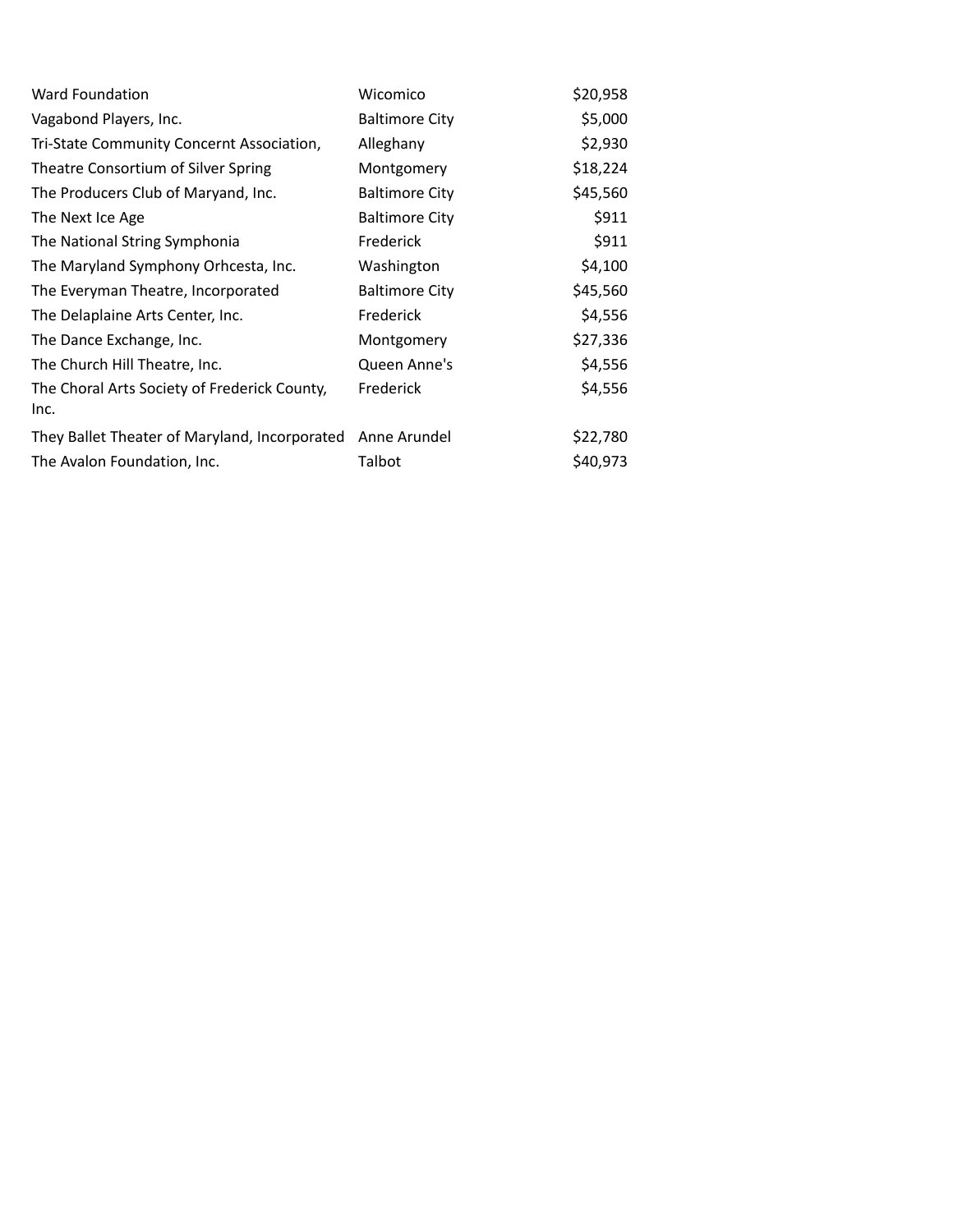| | | |
|---|---|---|
| Ward Foundation | Wicomico | $20,958 |
| Vagabond Players, Inc. | Baltimore City | $5,000 |
| Tri-State Community Concernt Association, | Alleghany | $2,930 |
| Theatre Consortium of Silver Spring | Montgomery | $18,224 |
| The Producers Club of Maryand, Inc. | Baltimore City | $45,560 |
| The Next Ice Age | Baltimore City | $911 |
| The National String Symphonia | Frederick | $911 |
| The Maryland Symphony Orhcesta, Inc. | Washington | $4,100 |
| The Everyman Theatre, Incorporated | Baltimore City | $45,560 |
| The Delaplaine Arts Center, Inc. | Frederick | $4,556 |
| The Dance Exchange, Inc. | Montgomery | $27,336 |
| The Church Hill Theatre, Inc. | Queen Anne's | $4,556 |
| The Choral Arts Society of Frederick County, Inc. | Frederick | $4,556 |
| They Ballet Theater of Maryland, Incorporated | Anne Arundel | $22,780 |
| The Avalon Foundation, Inc. | Talbot | $40,973 |